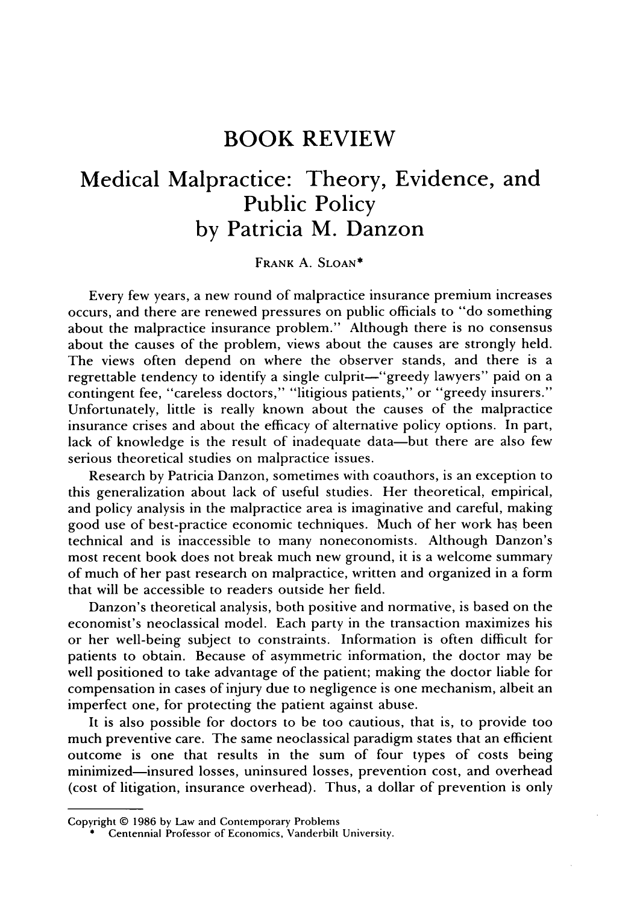# BOOK REVIEW

## Medical Malpractice: Theory, Evidence, and Public Policy by Patricia M. Danzon

FRANK A. SLOAN*

Every few years, a new round of malpractice insurance premium increases occurs, and there are renewed pressures on public officials to "do something about the malpractice insurance problem." Although there is no consensus about the causes of the problem, views about the causes are strongly held. The views often depend on where the observer stands, and there is a regrettable tendency to identify a single culprit—"greedy lawyers" paid on a contingent fee, "careless doctors," "litigious patients," or "greedy insurers." Unfortunately, little is really known about the causes of the malpractice insurance crises and about the efficacy of alternative policy options. In part, lack of knowledge is the result of inadequate data—but there are also few serious theoretical studies on malpractice issues.

Research by Patricia Danzon, sometimes with coauthors, is an exception to this generalization about lack of useful studies. Her theoretical, empirical, and policy analysis in the malpractice area is imaginative and careful, making good use of best-practice economic techniques. Much of her work has been technical and is inaccessible to many noneconomists. Although Danzon's most recent book does not break much new ground, it is a welcome summary of much of her past research on malpractice, written and organized in a form that will be accessible to readers outside her field.

Danzon's theoretical analysis, both positive and normative, is based on the economist's neoclassical model. Each party in the transaction maximizes his or her well-being subject to constraints. Information is often difficult for patients to obtain. Because of asymmetric information, the doctor may be well positioned to take advantage of the patient; making the doctor liable for compensation in cases of injury due to negligence is one mechanism, albeit an imperfect one, for protecting the patient against abuse.

It is also possible for doctors to be too cautious, that is, to provide too much preventive care. The same neoclassical paradigm states that an efficient outcome is one that results in the sum of four types of costs being minimized—insured losses, uninsured losses, prevention cost, and overhead (cost of litigation, insurance overhead). Thus, a dollar of prevention is only

---

Copyright © 1986 by Law and Contemporary Problems

\* Centennial Professor of Economics, Vanderbilt University.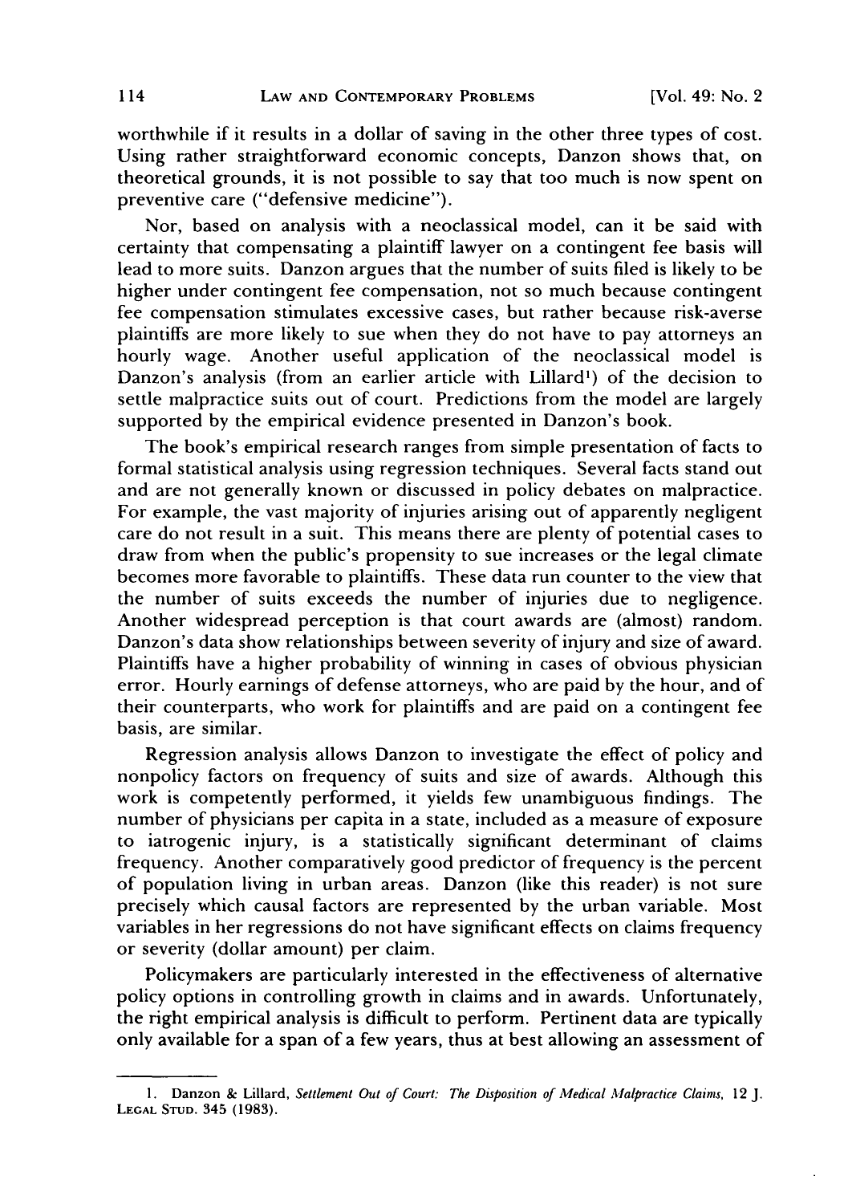worthwhile if it results in a dollar of saving in the other three types of cost. Using rather straightforward economic concepts, Danzon shows that, on theoretical grounds, it is not possible to say that too much is now spent on preventive care ("defensive medicine").

Nor, based on analysis with a neoclassical model, can it be said with certainty that compensating a plaintiff lawyer on a contingent fee basis will lead to more suits. Danzon argues that the number of suits filed is likely to be higher under contingent fee compensation, not so much because contingent fee compensation stimulates excessive cases, but rather because risk-averse plaintiffs are more likely to sue when they do not have to pay attorneys an hourly wage. Another useful application of the neoclassical model is Danzon's analysis (from an earlier article with Lillard[1]) of the decision to settle malpractice suits out of court. Predictions from the model are largely supported by the empirical evidence presented in Danzon's book.

The book's empirical research ranges from simple presentation of facts to formal statistical analysis using regression techniques. Several facts stand out and are not generally known or discussed in policy debates on malpractice. For example, the vast majority of injuries arising out of apparently negligent care do not result in a suit. This means there are plenty of potential cases to draw from when the public's propensity to sue increases or the legal climate becomes more favorable to plaintiffs. These data run counter to the view that the number of suits exceeds the number of injuries due to negligence. Another widespread perception is that court awards are (almost) random. Danzon's data show relationships between severity of injury and size of award. Plaintiffs have a higher probability of winning in cases of obvious physician error. Hourly earnings of defense attorneys, who are paid by the hour, and of their counterparts, who work for plaintiffs and are paid on a contingent fee basis, are similar.

Regression analysis allows Danzon to investigate the effect of policy and nonpolicy factors on frequency of suits and size of awards. Although this work is competently performed, it yields few unambiguous findings. The number of physicians per capita in a state, included as a measure of exposure to iatrogenic injury, is a statistically significant determinant of claims frequency. Another comparatively good predictor of frequency is the percent of population living in urban areas. Danzon (like this reader) is not sure precisely which causal factors are represented by the urban variable. Most variables in her regressions do not have significant effects on claims frequency or severity (dollar amount) per claim.

Policymakers are particularly interested in the effectiveness of alternative policy options in controlling growth in claims and in awards. Unfortunately, the right empirical analysis is difficult to perform. Pertinent data are typically only available for a span of a few years, thus at best allowing an assessment of

---

1. Danzon & Lillard, *Settlement Out of Court: The Disposition of Medical Malpractice Claims*, 12 J. LEGAL STUD. 345 (1983).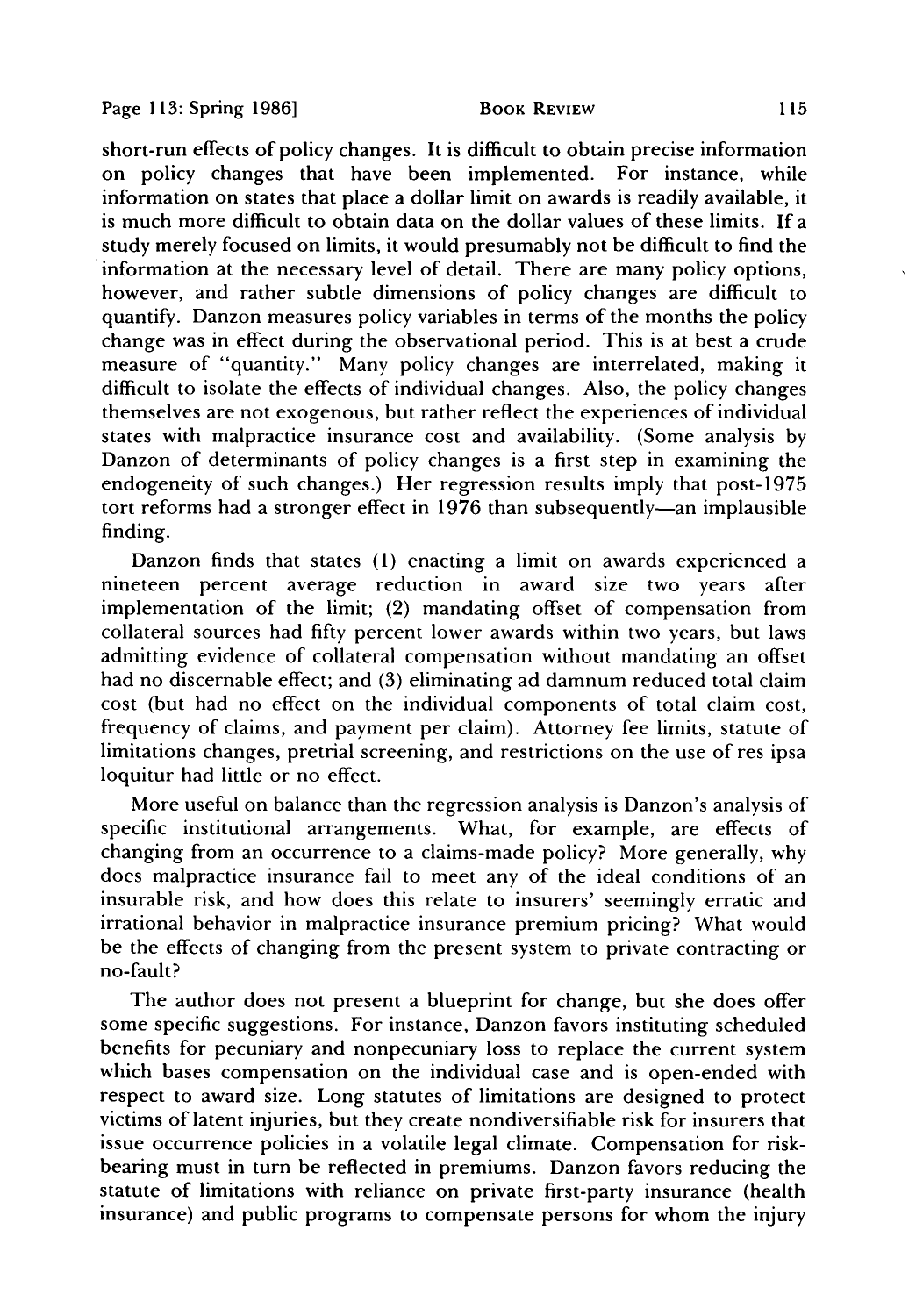short-run effects of policy changes. It is difficult to obtain precise information on policy changes that have been implemented. For instance, while information on states that place a dollar limit on awards is readily available, it is much more difficult to obtain data on the dollar values of these limits. If a study merely focused on limits, it would presumably not be difficult to find the information at the necessary level of detail. There are many policy options, however, and rather subtle dimensions of policy changes are difficult to quantify. Danzon measures policy variables in terms of the months the policy change was in effect during the observational period. This is at best a crude measure of "quantity." Many policy changes are interrelated, making it difficult to isolate the effects of individual changes. Also, the policy changes themselves are not exogenous, but rather reflect the experiences of individual states with malpractice insurance cost and availability. (Some analysis by Danzon of determinants of policy changes is a first step in examining the endogeneity of such changes.) Her regression results imply that post-1975 tort reforms had a stronger effect in 1976 than subsequently—an implausible finding.

Danzon finds that states (1) enacting a limit on awards experienced a nineteen percent average reduction in award size two years after implementation of the limit; (2) mandating offset of compensation from collateral sources had fifty percent lower awards within two years, but laws admitting evidence of collateral compensation without mandating an offset had no discernable effect; and (3) eliminating ad damnum reduced total claim cost (but had no effect on the individual components of total claim cost, frequency of claims, and payment per claim). Attorney fee limits, statute of limitations changes, pretrial screening, and restrictions on the use of res ipsa loquitur had little or no effect.

More useful on balance than the regression analysis is Danzon's analysis of specific institutional arrangements. What, for example, are effects of changing from an occurrence to a claims-made policy? More generally, why does malpractice insurance fail to meet any of the ideal conditions of an insurable risk, and how does this relate to insurers' seemingly erratic and irrational behavior in malpractice insurance premium pricing? What would be the effects of changing from the present system to private contracting or no-fault?

The author does not present a blueprint for change, but she does offer some specific suggestions. For instance, Danzon favors instituting scheduled benefits for pecuniary and nonpecuniary loss to replace the current system which bases compensation on the individual case and is open-ended with respect to award size. Long statutes of limitations are designed to protect victims of latent injuries, but they create nondiversifiable risk for insurers that issue occurrence policies in a volatile legal climate. Compensation for risk-bearing must in turn be reflected in premiums. Danzon favors reducing the statute of limitations with reliance on private first-party insurance (health insurance) and public programs to compensate persons for whom the injury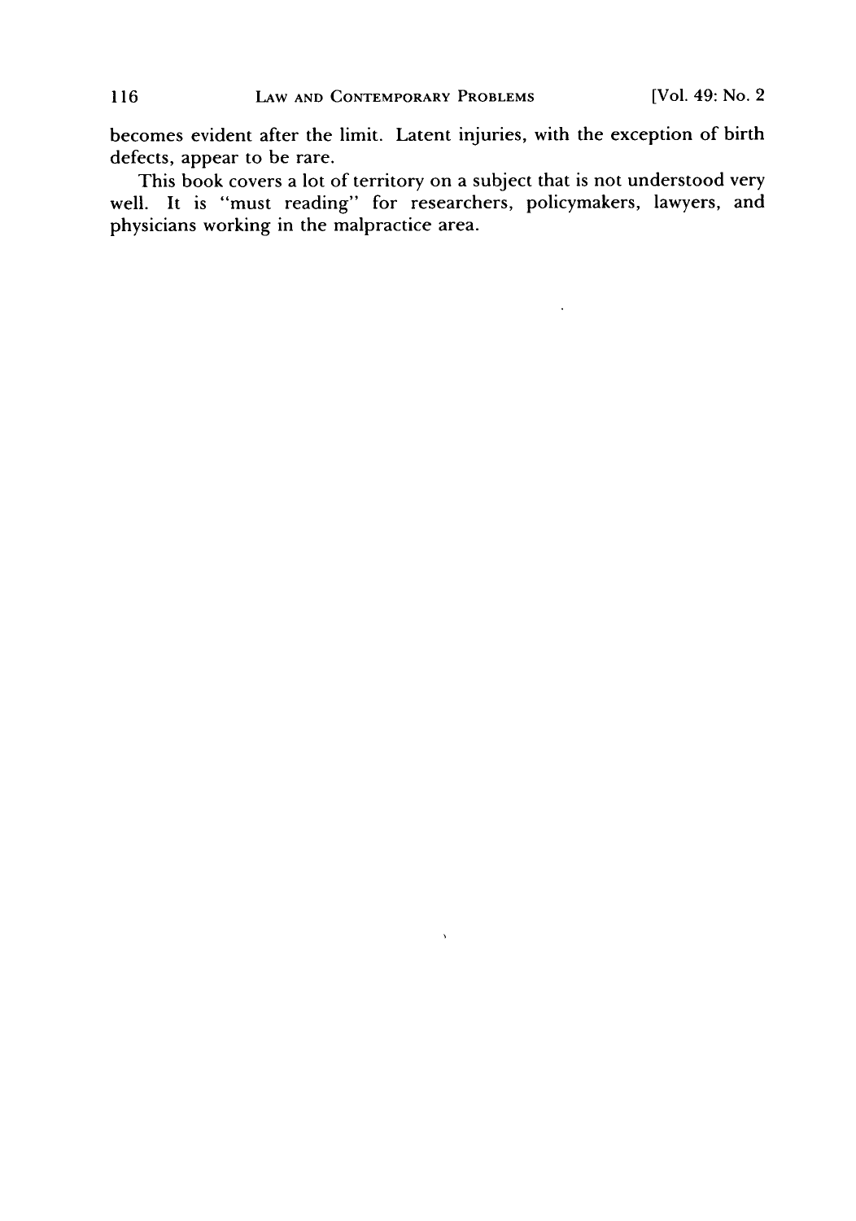becomes evident after the limit. Latent injuries, with the exception of birth defects, appear to be rare.

This book covers a lot of territory on a subject that is not understood very well. It is "must reading" for researchers, policymakers, lawyers, and physicians working in the malpractice area.